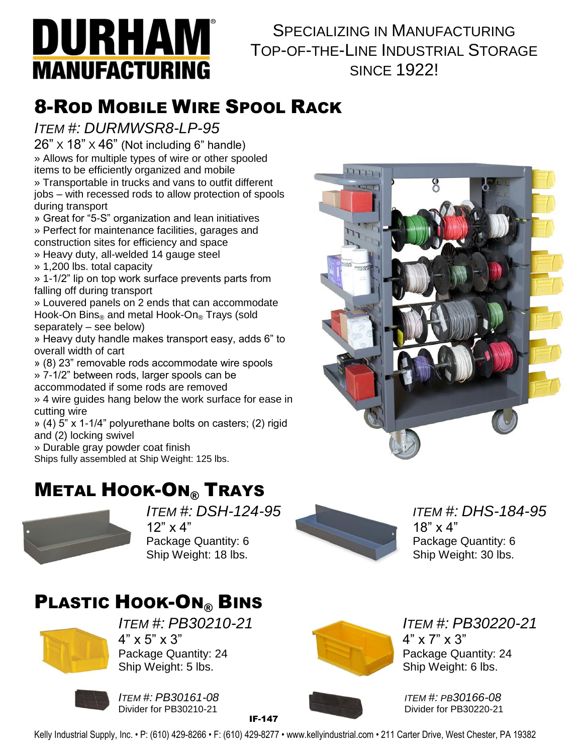# DURHAM MANUFACTURING

SPECIALIZING IN MANUFACTURING TOP-OF-THE-LINE INDUSTRIAL STORAGE SINCE 1922!

## 8-ROD MOBILE WIRE SPOOL RACK

*ITEM #: DURMWSR8-LP-95*

26" x 18" x 46" (Not including 6" handle)

» Allows for multiple types of wire or other spooled items to be efficiently organized and mobile
» Transportable in trucks and vans to outfit different jobs – with recessed rods to allow protection of spools during transport
» Great for "5-S" organization and lean initiatives
» Perfect for maintenance facilities, garages and construction sites for efficiency and space
» Heavy duty, all-welded 14 gauge steel
» 1,200 lbs. total capacity
» 1-1/2" lip on top work surface prevents parts from falling off during transport
» Louvered panels on 2 ends that can accommodate Hook-On Bins® and metal Hook-On® Trays (sold separately – see below)
» Heavy duty handle makes transport easy, adds 6" to overall width of cart
» (8) 23" removable rods accommodate wire spools
» 7-1/2" between rods, larger spools can be accommodated if some rods are removed
» 4 wire guides hang below the work surface for ease in cutting wire
» (4) 5" x 1-1/4" polyurethane bolts on casters; (2) rigid and (2) locking swivel
» Durable gray powder coat finish

Ships fully assembled at Ship Weight: 125 lbs.

## METAL HOOK-ON® TRAYS

*ITEM #: DSH-124-95*
12" x 4"
Package Quantity: 6
Ship Weight: 18 lbs.

*ITEM #: DHS-184-95*
18" x 4"
Package Quantity: 6
Ship Weight: 30 lbs.

## PLASTIC HOOK-ON® BINS

*ITEM #: PB30210-21*
4" x 5" x 3"
Package Quantity: 24
Ship Weight: 5 lbs.

*ITEM #: PB30220-21*
4" x 7" x 3"
Package Quantity: 24
Ship Weight: 6 lbs.

*ITEM #: PB30161-08*
Divider for PB30210-21

*ITEM #: PB30166-08*
Divider for PB30220-21

IF-147

Kelly Industrial Supply, Inc. • P: (610) 429-8266 • F: (610) 429-8277 • www.kellyindustrial.com • 211 Carter Drive, West Chester, PA 19382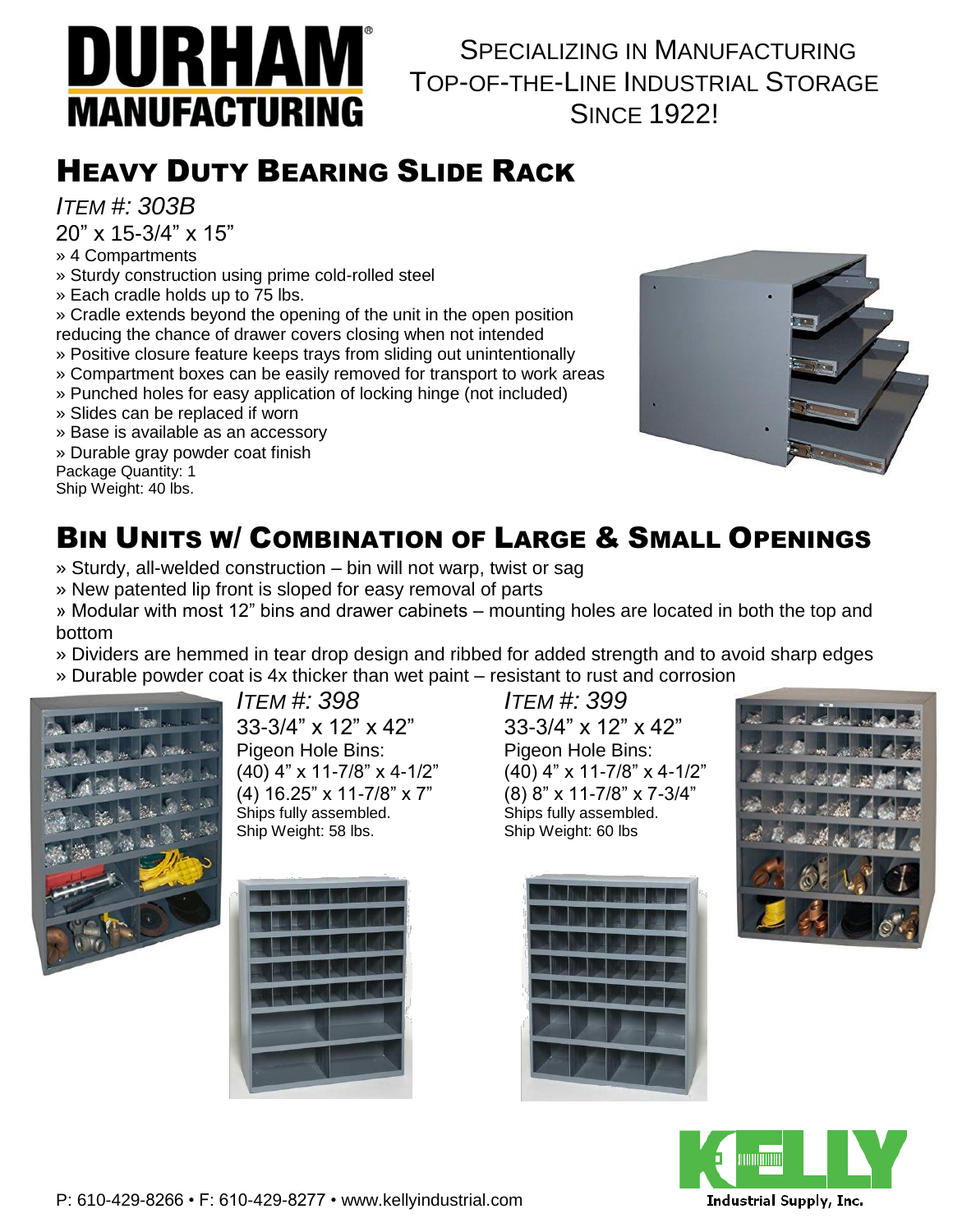# DURHAM MANUFACTURING

Specializing in Manufacturing Top-of-the-Line Industrial Storage Since 1922!

## Heavy Duty Bearing Slide Rack

*Item #: 303B*

20" x 15-3/4" x 15"

» 4 Compartments
» Sturdy construction using prime cold-rolled steel
» Each cradle holds up to 75 lbs.
» Cradle extends beyond the opening of the unit in the open position reducing the chance of drawer covers closing when not intended
» Positive closure feature keeps trays from sliding out unintentionally
» Compartment boxes can be easily removed for transport to work areas
» Punched holes for easy application of locking hinge (not included)
» Slides can be replaced if worn
» Base is available as an accessory
» Durable gray powder coat finish

Package Quantity: 1
Ship Weight: 40 lbs.

## Bin Units w/ Combination of Large & Small Openings

» Sturdy, all-welded construction – bin will not warp, twist or sag
» New patented lip front is sloped for easy removal of parts
» Modular with most 12" bins and drawer cabinets – mounting holes are located in both the top and bottom
» Dividers are hemmed in tear drop design and ribbed for added strength and to avoid sharp edges
» Durable powder coat is 4x thicker than wet paint – resistant to rust and corrosion

*Item #: 398*

33-3/4" x 12" x 42"
Pigeon Hole Bins:
(40) 4" x 11-7/8" x 4-1/2"
(4) 16.25" x 11-7/8" x 7"
Ships fully assembled.
Ship Weight: 58 lbs.

*Item #: 399*

33-3/4" x 12" x 42"
Pigeon Hole Bins:
(40) 4" x 11-7/8" x 4-1/2"
(8) 8" x 11-7/8" x 7-3/4"
Ships fully assembled.
Ship Weight: 60 lbs

KELLY Industrial Supply, Inc.

P: 610-429-8266 • F: 610-429-8277 • www.kellyindustrial.com